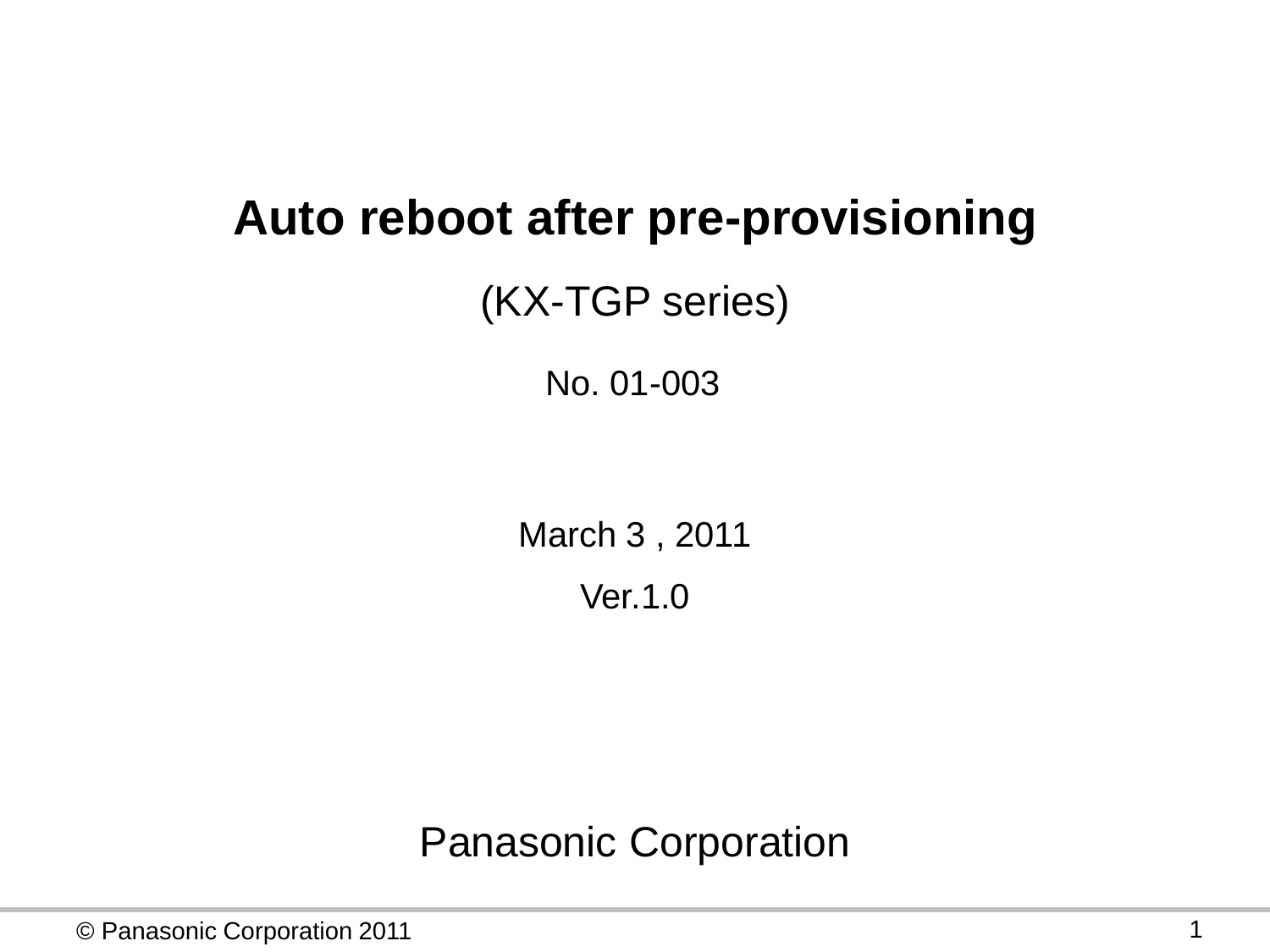# Auto reboot after pre-provisioning

(KX-TGP series)

No. 01-003

March 3 , 2011

Ver.1.0

Panasonic Corporation

© Panasonic Corporation 2011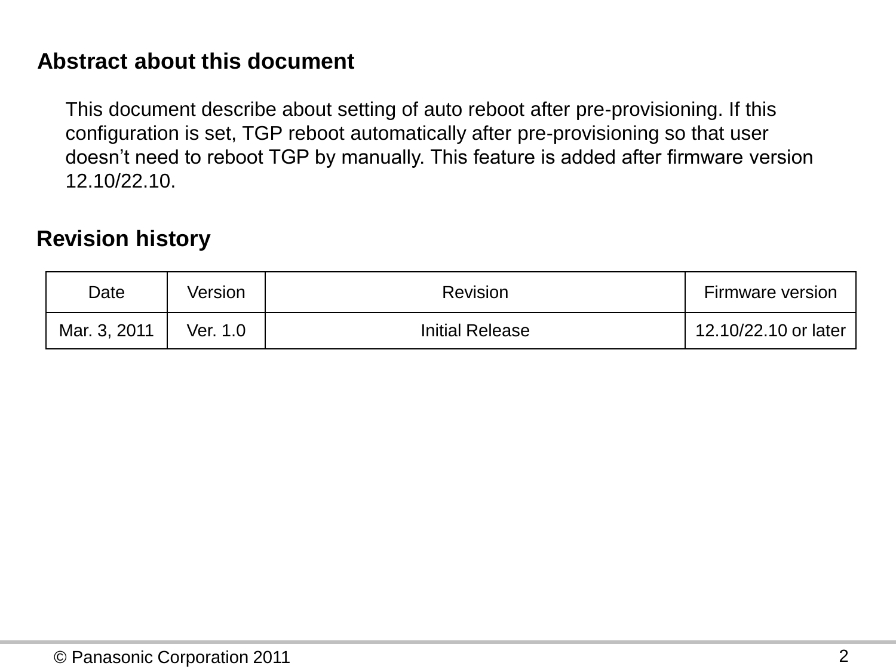## Abstract about this document

This document describe about setting of auto reboot after pre-provisioning. If this configuration is set, TGP reboot automatically after pre-provisioning so that user doesn’t need to reboot TGP by manually. This feature is added after firmware version 12.10/22.10.

## Revision history

| Date | Version | Revision | Firmware version |
|---|---|---|---|
| Mar. 3, 2011 | Ver. 1.0 | Initial Release | 12.10/22.10 or later |

© Panasonic Corporation 2011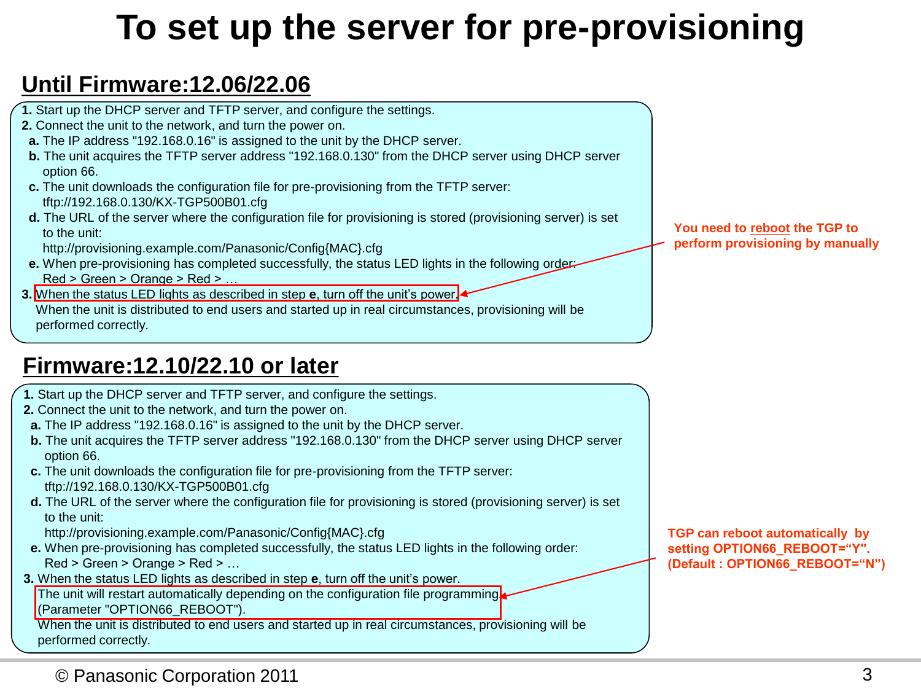# To set up the server for pre-provisioning

## Until Firmware:12.06/22.06

1. Start up the DHCP server and TFTP server, and configure the settings.
2. Connect the unit to the network, and turn the power on.
   - **a.** The IP address "192.168.0.16" is assigned to the unit by the DHCP server.
   - **b.** The unit acquires the TFTP server address "192.168.0.130" from the DHCP server using DHCP server option 66.
   - **c.** The unit downloads the configuration file for pre-provisioning from the TFTP server: tftp://192.168.0.130/KX-TGP500B01.cfg
   - **d.** The URL of the server where the configuration file for provisioning is stored (provisioning server) is set to the unit: http://provisioning.example.com/Panasonic/Config{MAC}.cfg
   - **e.** When pre-provisioning has completed successfully, the status LED lights in the following order: Red > Green > Orange > Red > …
3. When the status LED lights as described in step **e**, turn off the unit's power.
   When the unit is distributed to end users and started up in real circumstances, provisioning will be performed correctly.

**You need to reboot the TGP to perform provisioning by manually**

## Firmware:12.10/22.10 or later

1. Start up the DHCP server and TFTP server, and configure the settings.
2. Connect the unit to the network, and turn the power on.
   - **a.** The IP address "192.168.0.16" is assigned to the unit by the DHCP server.
   - **b.** The unit acquires the TFTP server address "192.168.0.130" from the DHCP server using DHCP server option 66.
   - **c.** The unit downloads the configuration file for pre-provisioning from the TFTP server: tftp://192.168.0.130/KX-TGP500B01.cfg
   - **d.** The URL of the server where the configuration file for provisioning is stored (provisioning server) is set to the unit: http://provisioning.example.com/Panasonic/Config{MAC}.cfg
   - **e.** When pre-provisioning has completed successfully, the status LED lights in the following order: Red > Green > Orange > Red > …
3. When the status LED lights as described in step **e**, turn off the unit's power.
   The unit will restart automatically depending on the configuration file programming (Parameter "OPTION66_REBOOT").
   When the unit is distributed to end users and started up in real circumstances, provisioning will be performed correctly.

**TGP can reboot automatically by setting OPTION66_REBOOT="Y". (Default : OPTION66_REBOOT="N")**

© Panasonic Corporation 2011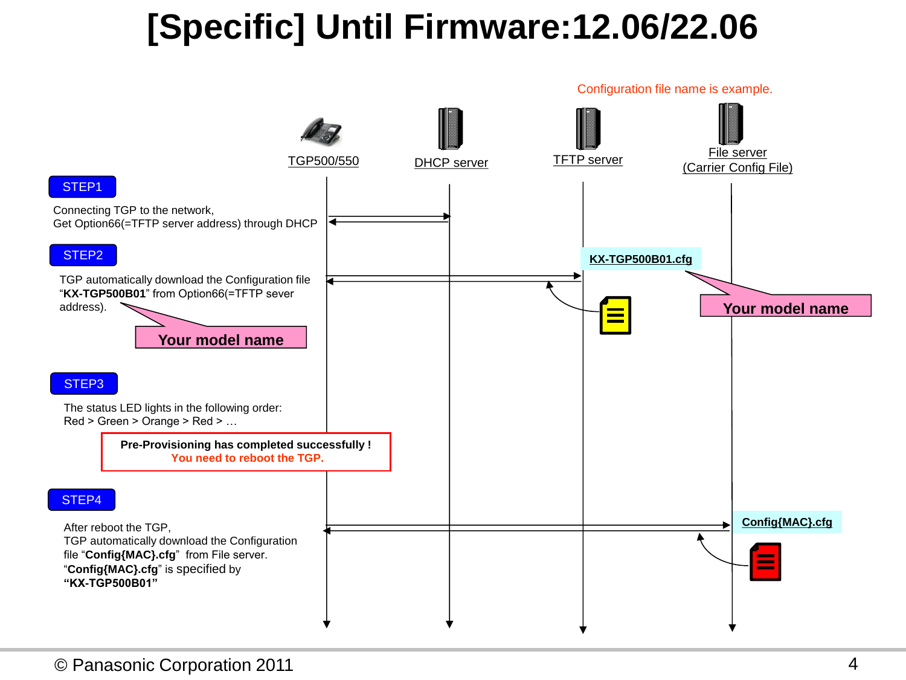# [Specific] Until Firmware:12.06/22.06

Configuration file name is example.

TGP500/550 | DHCP server | TFTP server | File server (Carrier Config File)

**STEP1**

Connecting TGP to the network,
Get Option66(=TFTP server address) through DHCP

**STEP2**

TGP automatically download the Configuration file "**KX-TGP500B01**" from Option66(=TFTP sever address).

**Your model name**

**KX-TGP500B01.cfg**

**Your model name**

**STEP3**

The status LED lights in the following order:
Red > Green > Orange > Red > …

**Pre-Provisioning has completed successfully !**
**You need to reboot the TGP.**

**STEP4**

After reboot the TGP,
TGP automatically download the Configuration file "**Config{MAC}.cfg**" from File server.
"**Config{MAC}.cfg**" is specified by **"KX-TGP500B01"**

**Config{MAC}.cfg**

© Panasonic Corporation 2011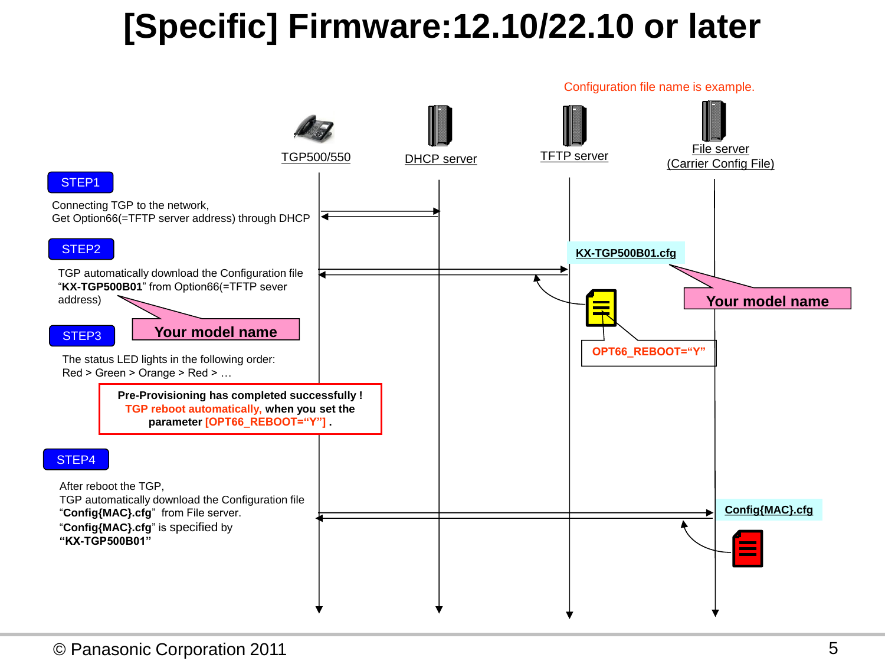# [Specific] Firmware:12.10/22.10 or later

Configuration file name is example.

TGP500/550

DHCP server

TFTP server

File server
(Carrier Config File)

STEP1

Connecting TGP to the network,
Get Option66(=TFTP server address) through DHCP

STEP2

TGP automatically download the Configuration file "**KX-TGP500B01**" from Option66(=TFTP sever address)

Your model name

KX-TGP500B01.cfg

Your model name

OPT66_REBOOT="Y"

STEP3

The status LED lights in the following order:
Red > Green > Orange > Red > …

**Pre-Provisioning has completed successfully !**
**TGP reboot automatically, when you set the parameter [OPT66_REBOOT="Y"] .**

STEP4

After reboot the TGP,
TGP automatically download the Configuration file "**Config{MAC}.cfg**" from File server.
"**Config{MAC}.cfg**" is specified by
**"KX-TGP500B01"**

Config{MAC}.cfg

© Panasonic Corporation 2011